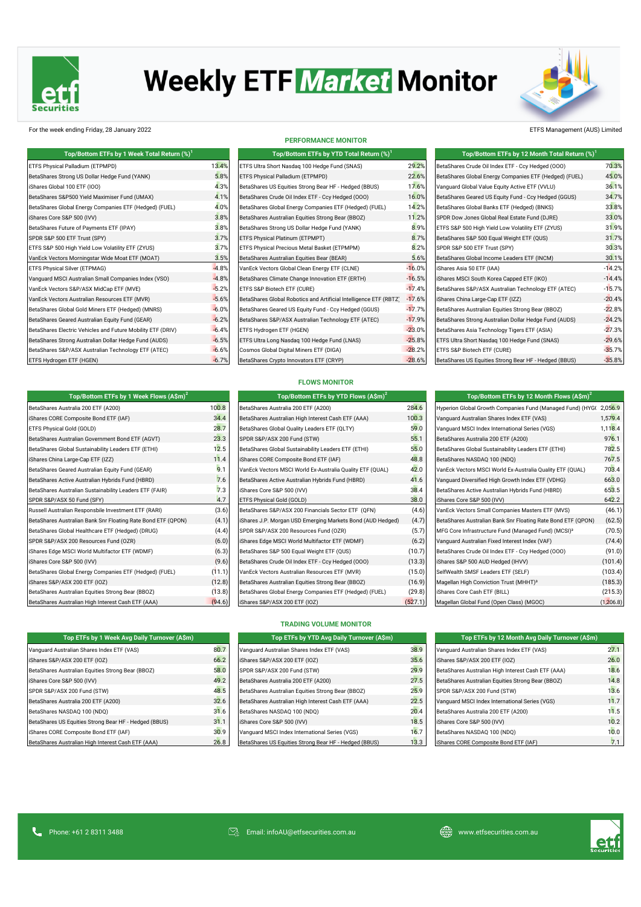# Weekly ETF Market Monitor

For the week ending Friday, 28 January 2022

ETFS Management (AUS) Limited

## PERFORMANCE MONITOR

| Top/Bottom ETFs by 1 Week Total Return (%)[1] | |
|---|---|
| ETFS Physical Palladium (ETPMPD) | 13.4% |
| BetaShares Strong US Dollar Hedge Fund (YANK) | 5.8% |
| iShares Global 100 ETF (IOO) | 4.3% |
| BetaShares S&P500 Yield Maximiser Fund (UMAX) | 4.1% |
| BetaShares Global Energy Companies ETF (Hedged) (FUEL) | 4.0% |
| iShares Core S&P 500 (IVV) | 3.8% |
| BetaShares Future of Payments ETF (IPAY) | 3.8% |
| SPDR S&P 500 ETF Trust (SPY) | 3.7% |
| ETFS S&P 500 High Yield Low Volatility ETF (ZYUS) | 3.7% |
| VanEck Vectors Morningstar Wide Moat ETF (MOAT) | 3.5% |
| ETFS Physical Silver (ETPMAG) | -4.8% |
| Vanguard MSCI Australian Small Companies Index (VSO) | -4.8% |
| VanEck Vectors S&P/ASX MidCap ETF (MVE) | -5.2% |
| VanEck Vectors Australian Resources ETF (MVR) | -5.6% |
| BetaShares Global Gold Miners ETF (Hedged) (MNRS) | -6.0% |
| BetaShares Geared Australian Equity Fund (GEAR) | -6.2% |
| BetaShares Electric Vehicles and Future Mobility ETF (DRIV) | -6.4% |
| BetaShares Strong Australian Dollar Hedge Fund (AUDS) | -6.5% |
| BetaShares S&P/ASX Australian Technology ETF (ATEC) | -6.6% |
| ETFS Hydrogen ETF (HGEN) | -6.7% |

| Top/Bottom ETFs by YTD Total Return (%)[1] | |
|---|---|
| ETFS Ultra Short Nasdaq 100 Hedge Fund (SNAS) | 29.2% |
| ETFS Physical Palladium (ETPMPD) | 22.6% |
| BetaShares US Equities Strong Bear HF - Hedged (BBUS) | 17.6% |
| BetaShares Crude Oil Index ETF - Ccy Hedged (OOO) | 16.0% |
| BetaShares Global Energy Companies ETF (Hedged) (FUEL) | 14.2% |
| BetaShares Australian Equities Strong Bear (BBOZ) | 11.2% |
| BetaShares Strong US Dollar Hedge Fund (YANK) | 8.9% |
| ETFS Physical Platinum (ETPMPT) | 8.7% |
| ETFS Physical Precious Metal Basket (ETPMPM) | 8.2% |
| BetaShares Australian Equities Bear (BEAR) | 5.6% |
| VanEck Vectors Global Clean Energy ETF (CLNE) | -16.0% |
| BetaShares Climate Change Innovation ETF (ERTH) | -16.5% |
| ETFS S&P Biotech ETF (CURE) | -17.4% |
| BetaShares Global Robotics and Artificial Intelligence ETF (RBTZ) | -17.6% |
| BetaShares Geared US Equity Fund - Ccy Hedged (GGUS) | -17.7% |
| BetaShares S&P/ASX Australian Technology ETF (ATEC) | -17.9% |
| ETFS Hydrogen ETF (HGEN) | -23.0% |
| ETFS Ultra Long Nasdaq 100 Hedge Fund (LNAS) | -25.8% |
| Cosmos Global Digital Miners ETF (DIGA) | -28.2% |
| BetaShares Crypto Innovators ETF (CRYP) | -28.6% |

| Top/Bottom ETFs by 12 Month Total Return (%)[1] | |
|---|---|
| BetaShares Crude Oil Index ETF - Ccy Hedged (OOO) | 70.3% |
| BetaShares Global Energy Companies ETF (Hedged) (FUEL) | 45.0% |
| Vanguard Global Value Equity Active ETF (VVLU) | 36.1% |
| BetaShares Geared US Equity Fund - Ccy Hedged (GGUS) | 34.7% |
| BetaShares Global Banks ETF (Hedged) (BNKS) | 33.8% |
| SPDR Dow Jones Global Real Estate Fund (DJRE) | 33.0% |
| ETFS S&P 500 High Yield Low Volatility ETF (ZYUS) | 31.9% |
| BetaShares S&P 500 Equal Weight ETF (QUS) | 31.7% |
| SPDR S&P 500 ETF Trust (SPY) | 30.3% |
| BetaShares Global Income Leaders ETF (INCM) | 30.1% |
| iShares Asia 50 ETF (IAA) | -14.2% |
| iShares MSCI South Korea Capped ETF (IKO) | -14.4% |
| BetaShares S&P/ASX Australian Technology ETF (ATEC) | -15.7% |
| iShares China Large-Cap ETF (IZZ) | -20.4% |
| BetaShares Australian Equities Strong Bear (BBOZ) | -22.8% |
| BetaShares Strong Australian Dollar Hedge Fund (AUDS) | -24.2% |
| BetaShares Asia Technology Tigers ETF (ASIA) | -27.3% |
| ETFS Ultra Short Nasdaq 100 Hedge Fund (SNAS) | -29.6% |
| ETFS S&P Biotech ETF (CURE) | -35.7% |
| BetaShares US Equities Strong Bear HF - Hedged (BBUS) | -35.8% |

## FLOWS MONITOR

| Top/Bottom ETFs by 1 Week Flows (A$m)[2] | |
|---|---|
| BetaShares Australia 200 ETF (A200) | 100.8 |
| iShares CORE Composite Bond ETF (IAF) | 34.4 |
| ETFS Physical Gold (GOLD) | 28.7 |
| BetaShares Australian Government Bond ETF (AGVT) | 23.3 |
| BetaShares Global Sustainability Leaders ETF (ETHI) | 12.5 |
| iShares China Large-Cap ETF (IZZ) | 11.4 |
| BetaShares Geared Australian Equity Fund (GEAR) | 9.1 |
| BetaShares Active Australian Hybrids Fund (HBRD) | 7.6 |
| BetaShares Australian Sustainability Leaders ETF (FAIR) | 7.3 |
| SPDR S&P/ASX 50 Fund (SFY) | 4.7 |
| Russell Australian Responsbile Investment ETF (RARI) | (3.6) |
| BetaShares Australian Bank Snr Floating Rate Bond ETF (QPON) | (4.1) |
| BetaShares Global Healthcare ETF (Hedged) (DRUG) | (4.4) |
| SPDR S&P/ASX 200 Resources Fund (OZR) | (6.0) |
| iShares Edge MSCI World Multifactor ETF (WDMF) | (6.3) |
| iShares Core S&P 500 (IVV) | (9.6) |
| BetaShares Global Energy Companies ETF (Hedged) (FUEL) | (11.1) |
| iShares S&P/ASX 200 ETF (IOZ) | (12.8) |
| BetaShares Australian Equities Strong Bear (BBOZ) | (13.8) |
| BetaShares Australian High Interest Cash ETF (AAA) | (94.6) |

| Top/Bottom ETFs by YTD Flows (A$m)[2] | |
|---|---|
| BetaShares Australia 200 ETF (A200) | 284.6 |
| BetaShares Australian High Interest Cash ETF (AAA) | 100.3 |
| BetaShares Global Quality Leaders ETF (QLTY) | 59.0 |
| SPDR S&P/ASX 200 Fund (STW) | 55.1 |
| BetaShares Global Sustainability Leaders ETF (ETHI) | 55.0 |
| iShares CORE Composite Bond ETF (IAF) | 48.8 |
| VanEck Vectors MSCI World Ex-Australia Quality ETF (QUAL) | 42.0 |
| BetaShares Active Australian Hybrids Fund (HBRD) | 41.6 |
| iShares Core S&P 500 (IVV) | 38.4 |
| ETFS Physical Gold (GOLD) | 38.0 |
| BetaShares S&P/ASX 200 Financials Sector ETF (QFN) | (4.6) |
| iShares J.P. Morgan USD Emerging Markets Bond (AUD Hedged) | (4.7) |
| SPDR S&P/ASX 200 Resources Fund (OZR) | (5.7) |
| iShares Edge MSCI World Multifactor ETF (WDMF) | (6.2) |
| BetaShares S&P 500 Equal Weight ETF (QUS) | (10.7) |
| BetaShares Crude Oil Index ETF - Ccy Hedged (OOO) | (13.3) |
| VanEck Vectors Australian Resources ETF (MVR) | (15.0) |
| BetaShares Australian Equities Strong Bear (BBOZ) | (16.9) |
| BetaShares Global Energy Companies ETF (Hedged) (FUEL) | (29.8) |
| iShares S&P/ASX 200 ETF (IOZ) | (527.1) |

| Top/Bottom ETFs by 12 Month Flows (A$m)[2] | |
|---|---|
| Hyperion Global Growth Companies Fund (Managed Fund) (HYG( | 2,056.9 |
| Vanguard Australian Shares Index ETF (VAS) | 1,579.4 |
| Vanguard MSCI Index International Series (VGS) | 1,118.4 |
| BetaShares Australia 200 ETF (A200) | 976.1 |
| BetaShares Global Sustainability Leaders ETF (ETHI) | 782.5 |
| BetaShares NASDAQ 100 (NDQ) | 767.5 |
| VanEck Vectors MSCI World Ex-Australia Quality ETF (QUAL) | 703.4 |
| Vanguard Diversified High Growth Index ETF (VDHG) | 663.0 |
| BetaShares Active Australian Hybrids Fund (HBRD) | 653.5 |
| iShares Core S&P 500 (IVV) | 642.2 |
| VanEck Vectors Small Companies Masters ETF (MVS) | (46.1) |
| BetaShares Australian Bank Snr Floating Rate Bond ETF (QPON) | (62.5) |
| MFG Core Infrastructure Fund (Managed Fund) (MCSI)[3] | (70.5) |
| Vanguard Australian Fixed Interest Index (VAF) | (74.4) |
| BetaShares Crude Oil Index ETF - Ccy Hedged (OOO) | (91.0) |
| iShares S&P 500 AUD Hedged (IHVV) | (101.4) |
| SelfWealth SMSF Leaders ETF (SELF) | (103.4) |
| Magellan High Conviction Trust (MHHT)[3] | (185.3) |
| iShares Core Cash ETF (BILL) | (215.3) |
| Magellan Global Fund (Open Class) (MGOC) | (1,206.8) |

## TRADING VOLUME MONITOR

| Top ETFs by 1 Week Avg Daily Turnover (A$m) | |
|---|---|
| Vanguard Australian Shares Index ETF (VAS) | 80.7 |
| iShares S&P/ASX 200 ETF (IOZ) | 66.2 |
| BetaShares Australian Equities Strong Bear (BBOZ) | 58.0 |
| iShares Core S&P 500 (IVV) | 49.2 |
| SPDR S&P/ASX 200 Fund (STW) | 48.5 |
| BetaShares Australia 200 ETF (A200) | 32.6 |
| BetaShares NASDAQ 100 (NDQ) | 31.6 |
| BetaShares US Equities Strong Bear HF - Hedged (BBUS) | 31.1 |
| iShares CORE Composite Bond ETF (IAF) | 30.9 |
| BetaShares Australian High Interest Cash ETF (AAA) | 26.8 |

| Top ETFs by YTD Avg Daily Turnover (A$m) | |
|---|---|
| Vanguard Australian Shares Index ETF (VAS) | 38.9 |
| iShares S&P/ASX 200 ETF (IOZ) | 35.6 |
| SPDR S&P/ASX 200 Fund (STW) | 29.9 |
| BetaShares Australia 200 ETF (A200) | 27.5 |
| BetaShares Australian Equities Strong Bear (BBOZ) | 25.9 |
| BetaShares Australian High Interest Cash ETF (AAA) | 22.5 |
| BetaShares NASDAQ 100 (NDQ) | 20.4 |
| iShares Core S&P 500 (IVV) | 18.5 |
| Vanguard MSCI Index International Series (VGS) | 16.7 |
| BetaShares US Equities Strong Bear HF - Hedged (BBUS) | 13.3 |

| Top ETFs by 12 Month Avg Daily Turnover (A$m) | |
|---|---|
| Vanguard Australian Shares Index ETF (VAS) | 27.1 |
| iShares S&P/ASX 200 ETF (IOZ) | 26.0 |
| BetaShares Australian High Interest Cash ETF (AAA) | 18.6 |
| BetaShares Australian Equities Strong Bear (BBOZ) | 14.8 |
| SPDR S&P/ASX 200 Fund (STW) | 13.6 |
| Vanguard MSCI Index International Series (VGS) | 11.7 |
| BetaShares Australia 200 ETF (A200) | 11.5 |
| iShares Core S&P 500 (IVV) | 10.2 |
| BetaShares NASDAQ 100 (NDQ) | 10.0 |
| iShares CORE Composite Bond ETF (IAF) | 7.1 |

Phone: +61 2 8311 3488    Email: infoAU@etfsecurities.com.au    www.etfsecurities.com.au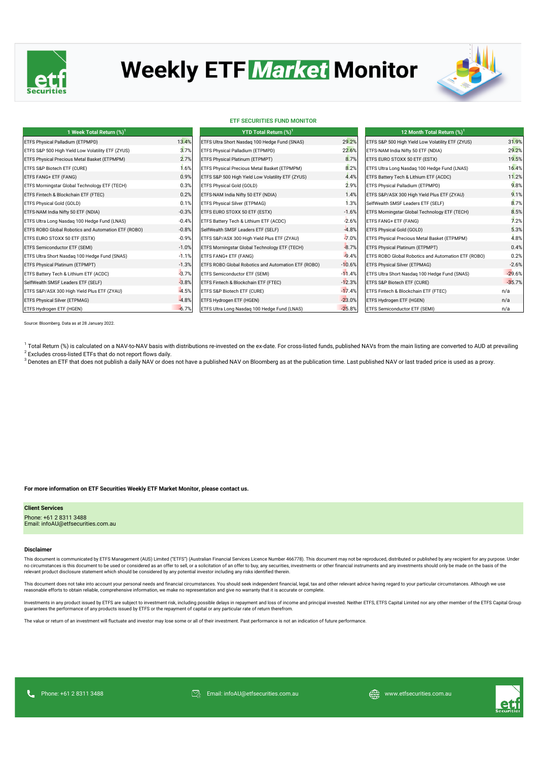# Weekly ETF Market Monitor

## ETF SECURITIES FUND MONITOR

| 1 Week Total Return (%)[1] | |
|---|---|
| ETFS Physical Palladium (ETPMPD) | 13.4% |
| ETFS S&P 500 High Yield Low Volatility ETF (ZYUS) | 3.7% |
| ETFS Physical Precious Metal Basket (ETPMPM) | 2.7% |
| ETFS S&P Biotech ETF (CURE) | 1.6% |
| ETFS FANG+ ETF (FANG) | 0.9% |
| ETFS Morningstar Global Technology ETF (TECH) | 0.3% |
| ETFS Fintech & Blockchain ETF (FTEC) | 0.2% |
| ETFS Physical Gold (GOLD) | 0.1% |
| ETFS-NAM India Nifty 50 ETF (NDIA) | -0.3% |
| ETFS Ultra Long Nasdaq 100 Hedge Fund (LNAS) | -0.4% |
| ETFS ROBO Global Robotics and Automation ETF (ROBO) | -0.8% |
| ETFS EURO STOXX 50 ETF (ESTX) | -0.9% |
| ETFS Semiconductor ETF (SEMI) | -1.0% |
| ETFS Ultra Short Nasdaq 100 Hedge Fund (SNAS) | -1.1% |
| ETFS Physical Platinum (ETPMPT) | -1.3% |
| ETFS Battery Tech & Lithium ETF (ACDC) | -3.7% |
| SelfWealth SMSF Leaders ETF (SELF) | -3.8% |
| ETFS S&P/ASX 300 High Yield Plus ETF (ZYAU) | -4.5% |
| ETFS Physical Silver (ETPMAG) | -4.8% |
| ETFS Hydrogen ETF (HGEN) | -6.7% |

| YTD Total Return (%)[1] | |
|---|---|
| ETFS Ultra Short Nasdaq 100 Hedge Fund (SNAS) | 29.2% |
| ETFS Physical Palladium (ETPMPD) | 22.6% |
| ETFS Physical Platinum (ETPMPT) | 8.7% |
| ETFS Physical Precious Metal Basket (ETPMPM) | 8.2% |
| ETFS S&P 500 High Yield Low Volatility ETF (ZYUS) | 4.4% |
| ETFS Physical Gold (GOLD) | 2.9% |
| ETFS-NAM India Nifty 50 ETF (NDIA) | 1.4% |
| ETFS Physical Silver (ETPMAG) | 1.3% |
| ETFS EURO STOXX 50 ETF (ESTX) | -1.6% |
| ETFS Battery Tech & Lithium ETF (ACDC) | -2.6% |
| SelfWealth SMSF Leaders ETF (SELF) | -4.8% |
| ETFS S&P/ASX 300 High Yield Plus ETF (ZYAU) | -7.0% |
| ETFS Morningstar Global Technology ETF (TECH) | -8.7% |
| ETFS FANG+ ETF (FANG) | -9.4% |
| ETFS ROBO Global Robotics and Automation ETF (ROBO) | -10.6% |
| ETFS Semiconductor ETF (SEMI) | -11.4% |
| ETFS Fintech & Blockchain ETF (FTEC) | -12.3% |
| ETFS S&P Biotech ETF (CURE) | -17.4% |
| ETFS Hydrogen ETF (HGEN) | -23.0% |
| ETFS Ultra Long Nasdaq 100 Hedge Fund (LNAS) | -25.8% |

| 12 Month Total Return (%)[1] | |
|---|---|
| ETFS S&P 500 High Yield Low Volatility ETF (ZYUS) | 31.9% |
| ETFS-NAM India Nifty 50 ETF (NDIA) | 29.2% |
| ETFS EURO STOXX 50 ETF (ESTX) | 19.5% |
| ETFS Ultra Long Nasdaq 100 Hedge Fund (LNAS) | 16.4% |
| ETFS Battery Tech & Lithium ETF (ACDC) | 11.2% |
| ETFS Physical Palladium (ETPMPD) | 9.8% |
| ETFS S&P/ASX 300 High Yield Plus ETF (ZYAU) | 9.1% |
| SelfWealth SMSF Leaders ETF (SELF) | 8.7% |
| ETFS Morningstar Global Technology ETF (TECH) | 8.5% |
| ETFS FANG+ ETF (FANG) | 7.2% |
| ETFS Physical Gold (GOLD) | 5.3% |
| ETFS Physical Precious Metal Basket (ETPMPM) | 4.8% |
| ETFS Physical Platinum (ETPMPT) | 0.4% |
| ETFS ROBO Global Robotics and Automation ETF (ROBO) | 0.2% |
| ETFS Physical Silver (ETPMAG) | -2.6% |
| ETFS Ultra Short Nasdaq 100 Hedge Fund (SNAS) | -29.6% |
| ETFS S&P Biotech ETF (CURE) | -35.7% |
| ETFS Fintech & Blockchain ETF (FTEC) | n/a |
| ETFS Hydrogen ETF (HGEN) | n/a |
| ETFS Semiconductor ETF (SEMI) | n/a |

Source: Bloomberg. Data as at 28 January 2022.

[1] Total Return (%) is calculated on a NAV-to-NAV basis with distributions re-invested on the ex-date. For cross-listed funds, published NAVs from the main listing are converted to AUD at prevailing

[2] Excludes cross-listed ETFs that do not report flows daily.

[3] Denotes an ETF that does not publish a daily NAV or does not have a published NAV on Bloomberg as at the publication time. Last published NAV or last traded price is used as a proxy.

**For more information on ETF Securities Weekly ETF Market Monitor, please contact us.**

**Client Services**

Phone: +61 2 8311 3488
Email: infoAU@etfsecurities.com.au

**Disclaimer**

This document is communicated by ETFS Management (AUS) Limited ("ETFS") (Australian Financial Services Licence Number 466778). This document may not be reproduced, distributed or published by any recipient for any purpose. Under no circumstances is this document to be used or considered as an offer to sell, or a solicitation of an offer to buy, any securities, investments or other financial instruments and any investments should only be made on the basis of the relevant product disclosure statement which should be considered by any potential investor including any risks identified therein.

This document does not take into account your personal needs and financial circumstances. You should seek independent financial, legal, tax and other relevant advice having regard to your particular circumstances. Although we use reasonable efforts to obtain reliable, comprehensive information, we make no representation and give no warranty that it is accurate or complete.

Investments in any product issued by ETFS are subject to investment risk, including possible delays in repayment and loss of income and principal invested. Neither ETFS, ETFS Capital Limited nor any other member of the ETFS Capital Group guarantees the performance of any products issued by ETFS or the repayment of capital or any particular rate of return therefrom.

The value or return of an investment will fluctuate and investor may lose some or all of their investment. Past performance is not an indication of future performance.

Phone: +61 2 8311 3488 | Email: infoAU@etfsecurities.com.au | www.etfsecurities.com.au